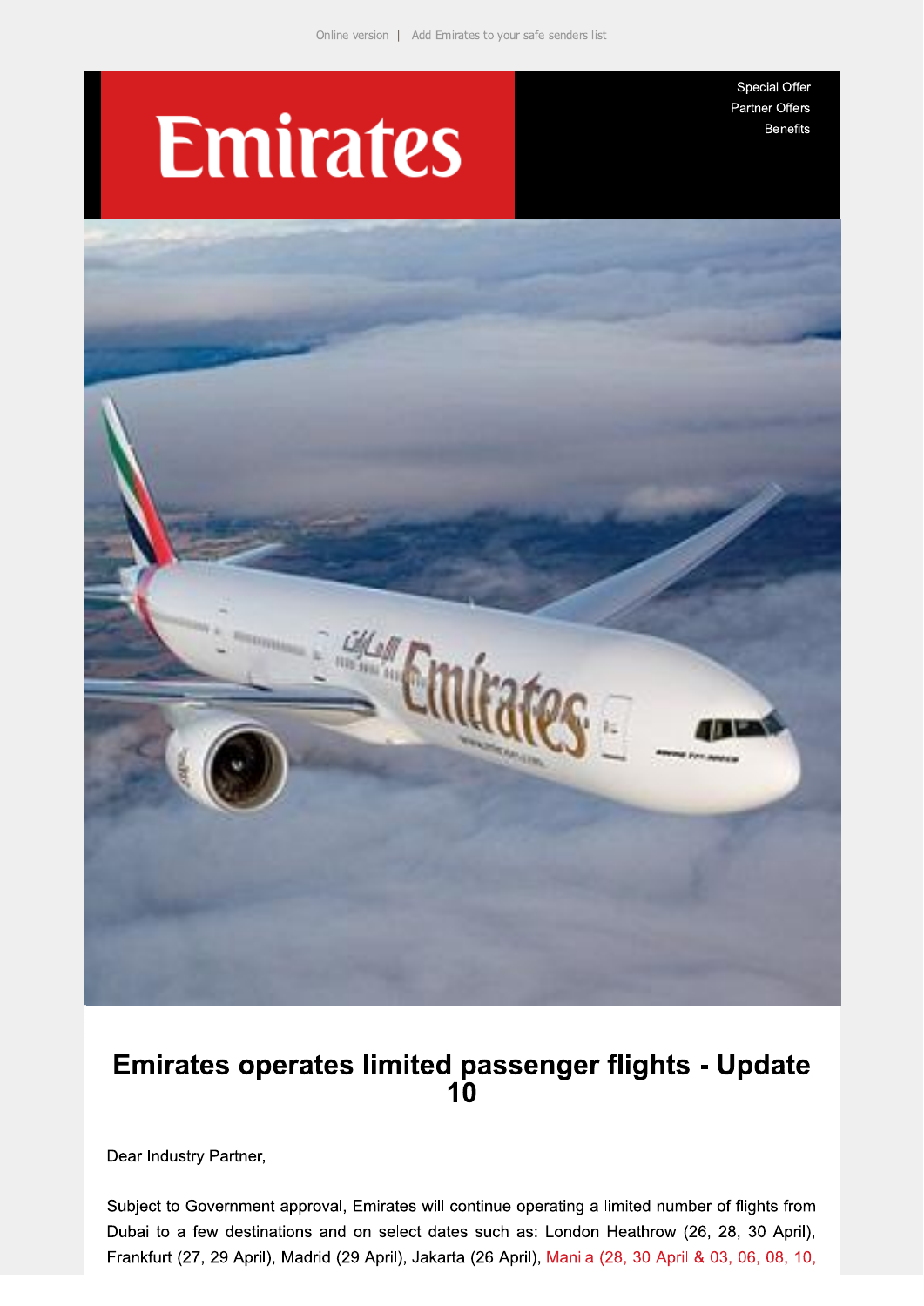Online version | Add Emirates to your safe senders list

Emirates

Special Offer
Partner Offers
Benefits

# Emirates operates limited passenger flights - Update 10

Dear Industry Partner,

Subject to Government approval, Emirates will continue operating a limited number of flights from Dubai to a few destinations and on select dates such as: London Heathrow (26, 28, 30 April), Frankfurt (27, 29 April), Madrid (29 April), Jakarta (26 April), Manila (28, 30 April & 03, 06, 08, 10,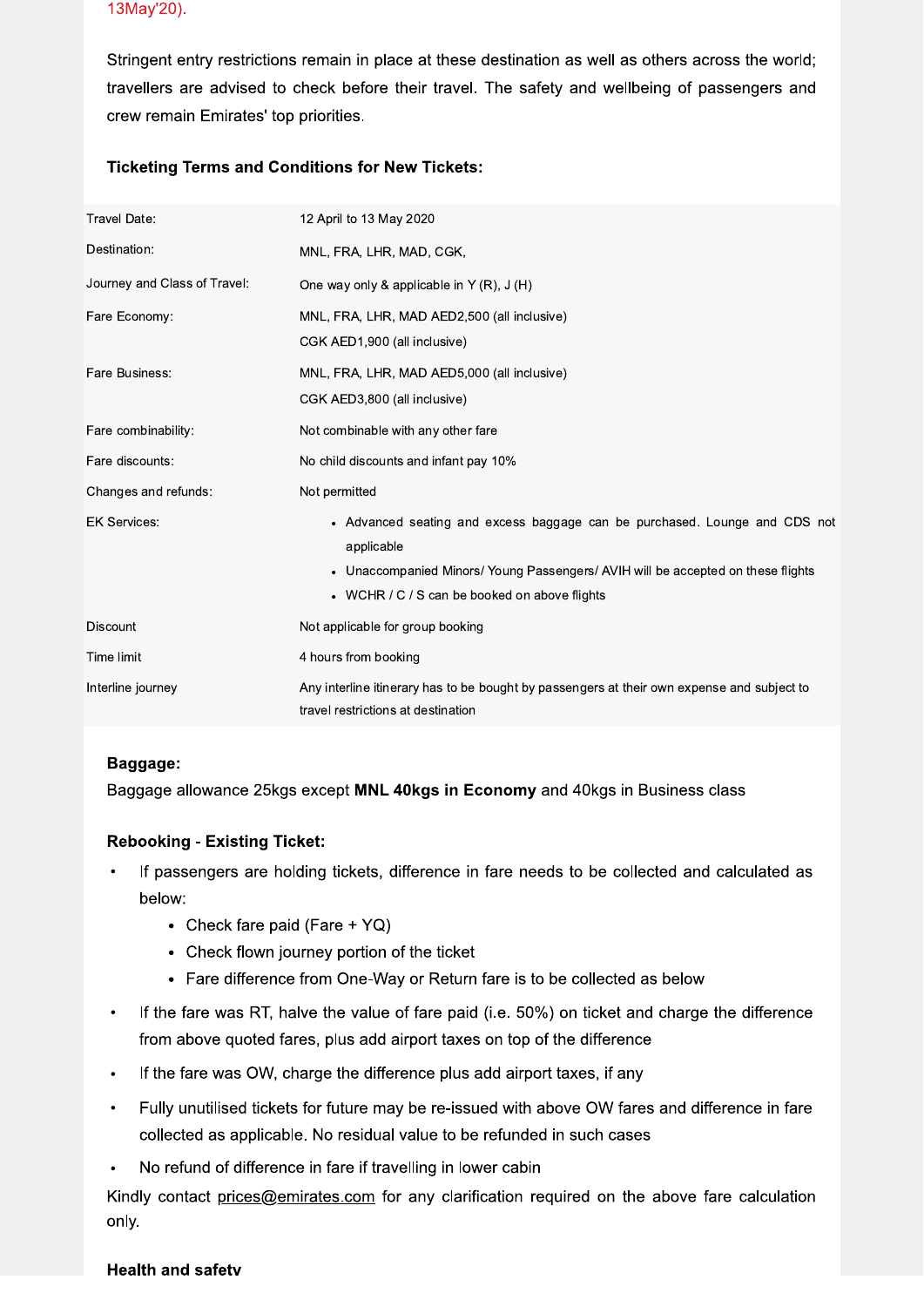13May'20).

Stringent entry restrictions remain in place at these destination as well as others across the world; travellers are advised to check before their travel. The safety and wellbeing of passengers and crew remain Emirates' top priorities.

**Ticketing Terms and Conditions for New Tickets:**

| | |
|---|---|
| Travel Date: | 12 April to 13 May 2020 |
| Destination: | MNL, FRA, LHR, MAD, CGK, |
| Journey and Class of Travel: | One way only & applicable in Y (R), J (H) |
| Fare Economy: | MNL, FRA, LHR, MAD AED2,500 (all inclusive)<br>CGK AED1,900 (all inclusive) |
| Fare Business: | MNL, FRA, LHR, MAD AED5,000 (all inclusive)<br>CGK AED3,800 (all inclusive) |
| Fare combinability: | Not combinable with any other fare |
| Fare discounts: | No child discounts and infant pay 10% |
| Changes and refunds: | Not permitted |
| EK Services: | • Advanced seating and excess baggage can be purchased. Lounge and CDS not applicable<br>• Unaccompanied Minors/ Young Passengers/ AVIH will be accepted on these flights<br>• WCHR / C / S can be booked on above flights |
| Discount | Not applicable for group booking |
| Time limit | 4 hours from booking |
| Interline journey | Any interline itinerary has to be bought by passengers at their own expense and subject to travel restrictions at destination |

**Baggage:**

Baggage allowance 25kgs except **MNL 40kgs in Economy** and 40kgs in Business class

**Rebooking - Existing Ticket:**

- If passengers are holding tickets, difference in fare needs to be collected and calculated as below:
  - Check fare paid (Fare + YQ)
  - Check flown journey portion of the ticket
  - Fare difference from One-Way or Return fare is to be collected as below
- If the fare was RT, halve the value of fare paid (i.e. 50%) on ticket and charge the difference from above quoted fares, plus add airport taxes on top of the difference
- If the fare was OW, charge the difference plus add airport taxes, if any
- Fully unutilised tickets for future may be re-issued with above OW fares and difference in fare collected as applicable. No residual value to be refunded in such cases
- No refund of difference in fare if travelling in lower cabin

Kindly contact prices@emirates.com for any clarification required on the above fare calculation only.

**Health and safety**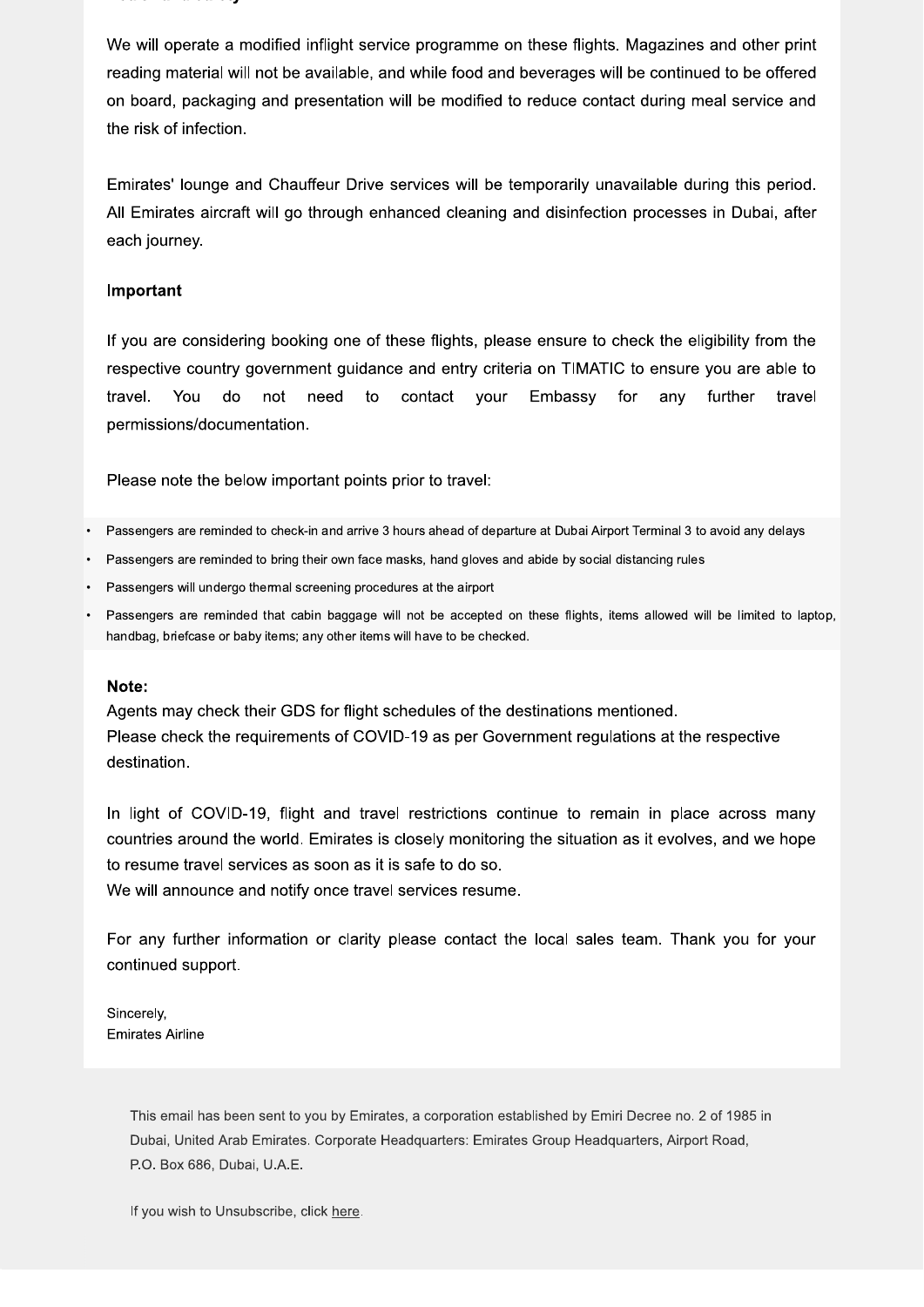We will operate a modified inflight service programme on these flights. Magazines and other print reading material will not be available, and while food and beverages will be continued to be offered on board, packaging and presentation will be modified to reduce contact during meal service and the risk of infection.

Emirates' lounge and Chauffeur Drive services will be temporarily unavailable during this period. All Emirates aircraft will go through enhanced cleaning and disinfection processes in Dubai, after each journey.

**Important**

If you are considering booking one of these flights, please ensure to check the eligibility from the respective country government guidance and entry criteria on TIMATIC to ensure you are able to travel. You do not need to contact your Embassy for any further travel permissions/documentation.

Please note the below important points prior to travel:

- Passengers are reminded to check-in and arrive 3 hours ahead of departure at Dubai Airport Terminal 3 to avoid any delays
- Passengers are reminded to bring their own face masks, hand gloves and abide by social distancing rules
- Passengers will undergo thermal screening procedures at the airport
- Passengers are reminded that cabin baggage will not be accepted on these flights, items allowed will be limited to laptop, handbag, briefcase or baby items; any other items will have to be checked.

**Note:**
Agents may check their GDS for flight schedules of the destinations mentioned.
Please check the requirements of COVID-19 as per Government regulations at the respective destination.

In light of COVID-19, flight and travel restrictions continue to remain in place across many countries around the world. Emirates is closely monitoring the situation as it evolves, and we hope to resume travel services as soon as it is safe to do so.
We will announce and notify once travel services resume.

For any further information or clarity please contact the local sales team. Thank you for your continued support.

Sincerely,
Emirates Airline

This email has been sent to you by Emirates, a corporation established by Emiri Decree no. 2 of 1985 in Dubai, United Arab Emirates. Corporate Headquarters: Emirates Group Headquarters, Airport Road, P.O. Box 686, Dubai, U.A.E.

If you wish to Unsubscribe, click here.